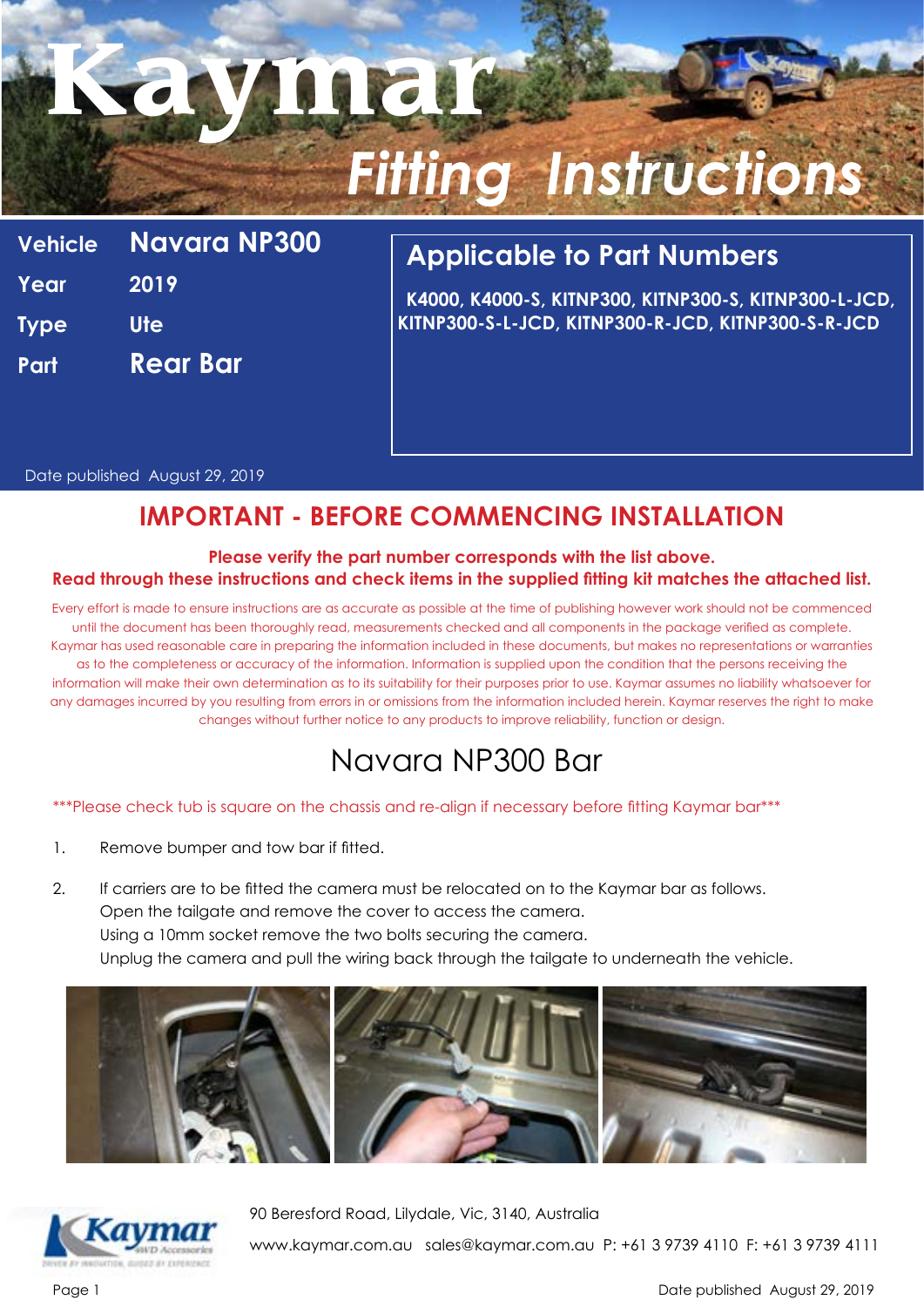# Kaymar Fitting Instructions

| | |
|---|---|
| **Vehicle** | **Navara NP300** |
| **Year** | **2019** |
| **Type** | **Ute** |
| **Part** | **Rear Bar** |

## Applicable to Part Numbers

**K4000, K4000-S, KITNP300, KITNP300-S, KITNP300-L-JCD, KITNP300-S-L-JCD, KITNP300-R-JCD, KITNP300-S-R-JCD**

Date published August 29, 2019

## IMPORTANT - BEFORE COMMENCING INSTALLATION

**Please verify the part number corresponds with the list above.**
**Read through these instructions and check items in the supplied fitting kit matches the attached list.**

Every effort is made to ensure instructions are as accurate as possible at the time of publishing however work should not be commenced until the document has been thoroughly read, measurements checked and all components in the package verified as complete. Kaymar has used reasonable care in preparing the information included in these documents, but makes no representations or warranties as to the completeness or accuracy of the information. Information is supplied upon the condition that the persons receiving the information will make their own determination as to its suitability for their purposes prior to use. Kaymar assumes no liability whatsoever for any damages incurred by you resulting from errors in or omissions from the information included herein. Kaymar reserves the right to make changes without further notice to any products to improve reliability, function or design.

## Navara NP300 Bar

***Please check tub is square on the chassis and re-align if necessary before fitting Kaymar bar***

1. Remove bumper and tow bar if fitted.
2. If carriers are to be fitted the camera must be relocated on to the Kaymar bar as follows.
   Open the tailgate and remove the cover to access the camera.
   Using a 10mm socket remove the two bolts securing the camera.
   Unplug the camera and pull the wiring back through the tailgate to underneath the vehicle.

90 Beresford Road, Lilydale, Vic, 3140, Australia

www.kaymar.com.au sales@kaymar.com.au P: +61 3 9739 4110 F: +61 3 9739 4111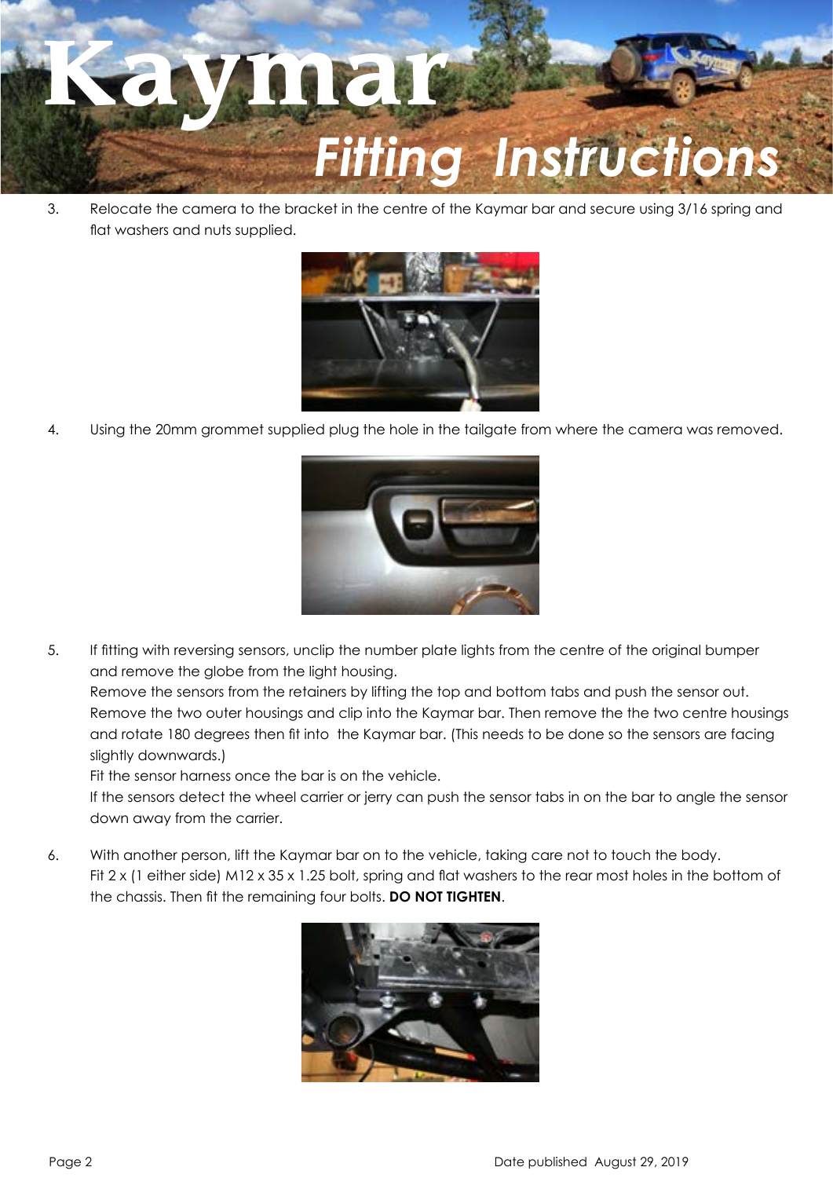3. Relocate the camera to the bracket in the centre of the Kaymar bar and secure using 3/16 spring and flat washers and nuts supplied.

4. Using the 20mm grommet supplied plug the hole in the tailgate from where the camera was removed.

5. If fitting with reversing sensors, unclip the number plate lights from the centre of the original bumper and remove the globe from the light housing.
   Remove the sensors from the retainers by lifting the top and bottom tabs and push the sensor out.
   Remove the two outer housings and clip into the Kaymar bar. Then remove the the two centre housings and rotate 180 degrees then fit into the Kaymar bar. (This needs to be done so the sensors are facing slightly downwards.)
   Fit the sensor harness once the bar is on the vehicle.
   If the sensors detect the wheel carrier or jerry can push the sensor tabs in on the bar to angle the sensor down away from the carrier.

6. With another person, lift the Kaymar bar on to the vehicle, taking care not to touch the body.
   Fit 2 x (1 either side) M12 x 35 x 1.25 bolt, spring and flat washers to the rear most holes in the bottom of the chassis. Then fit the remaining four bolts. **DO NOT TIGHTEN**.

Date published August 29, 2019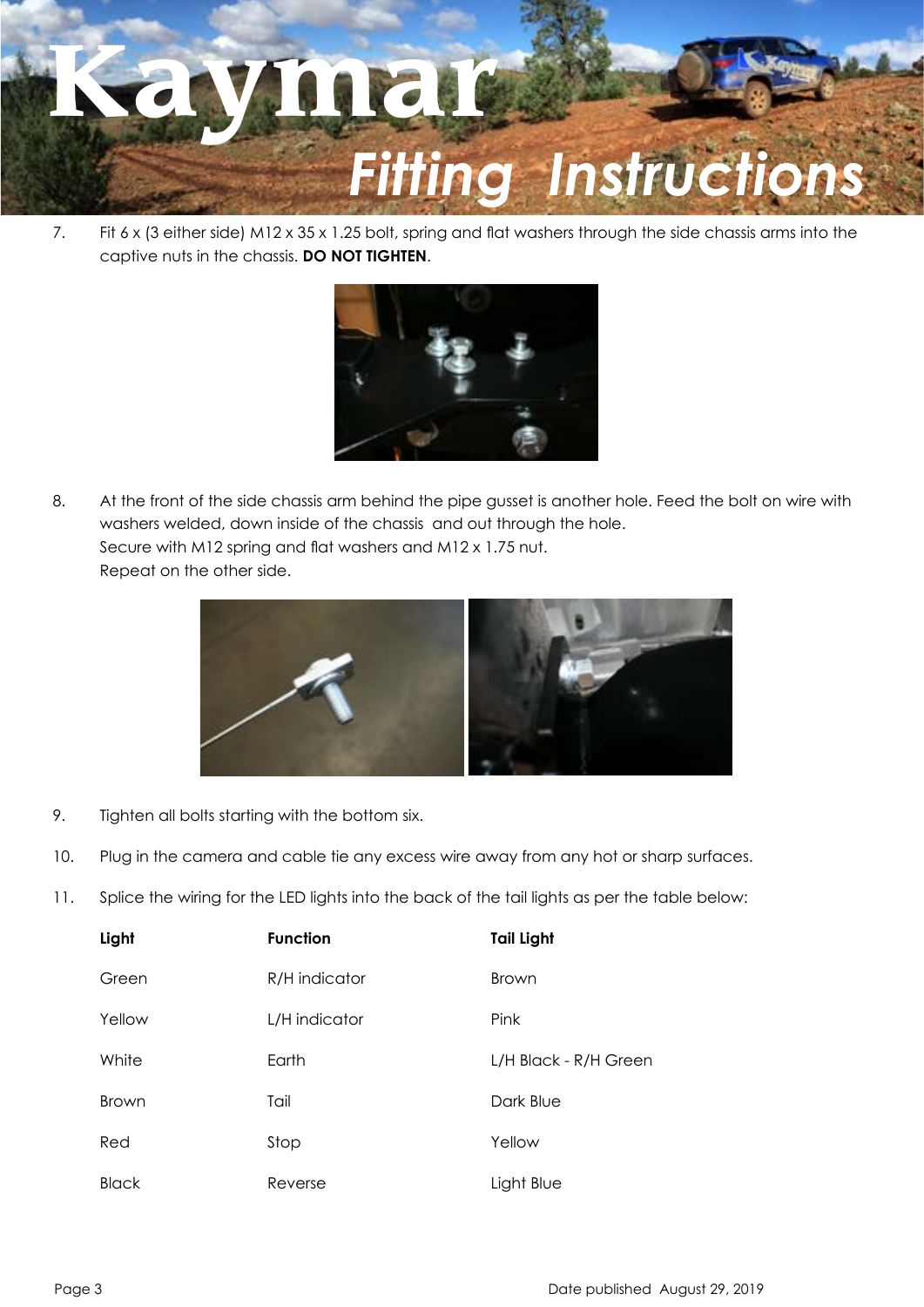7. Fit 6 x (3 either side) M12 x 35 x 1.25 bolt, spring and flat washers through the side chassis arms into the captive nuts in the chassis. **DO NOT TIGHTEN**.

8. At the front of the side chassis arm behind the pipe gusset is another hole. Feed the bolt on wire with washers welded, down inside of the chassis and out through the hole.
   Secure with M12 spring and flat washers and M12 x 1.75 nut.
   Repeat on the other side.

9. Tighten all bolts starting with the bottom six.

10. Plug in the camera and cable tie any excess wire away from any hot or sharp surfaces.

11. Splice the wiring for the LED lights into the back of the tail lights as per the table below:

| Light | Function | Tail Light |
|---|---|---|
| Green | R/H indicator | Brown |
| Yellow | L/H indicator | Pink |
| White | Earth | L/H Black - R/H Green |
| Brown | Tail | Dark Blue |
| Red | Stop | Yellow |
| Black | Reverse | Light Blue |

Date published August 29, 2019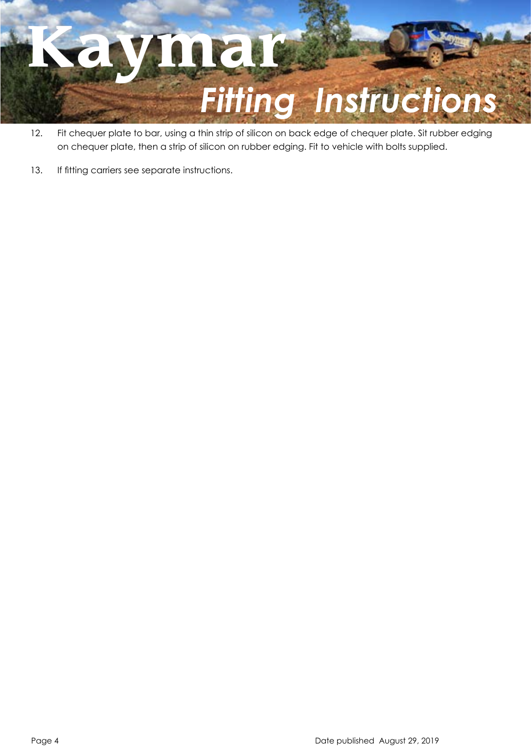12. Fit chequer plate to bar, using a thin strip of silicon on back edge of chequer plate. Sit rubber edging on chequer plate, then a strip of silicon on rubber edging. Fit to vehicle with bolts supplied.

13. If fitting carriers see separate instructions.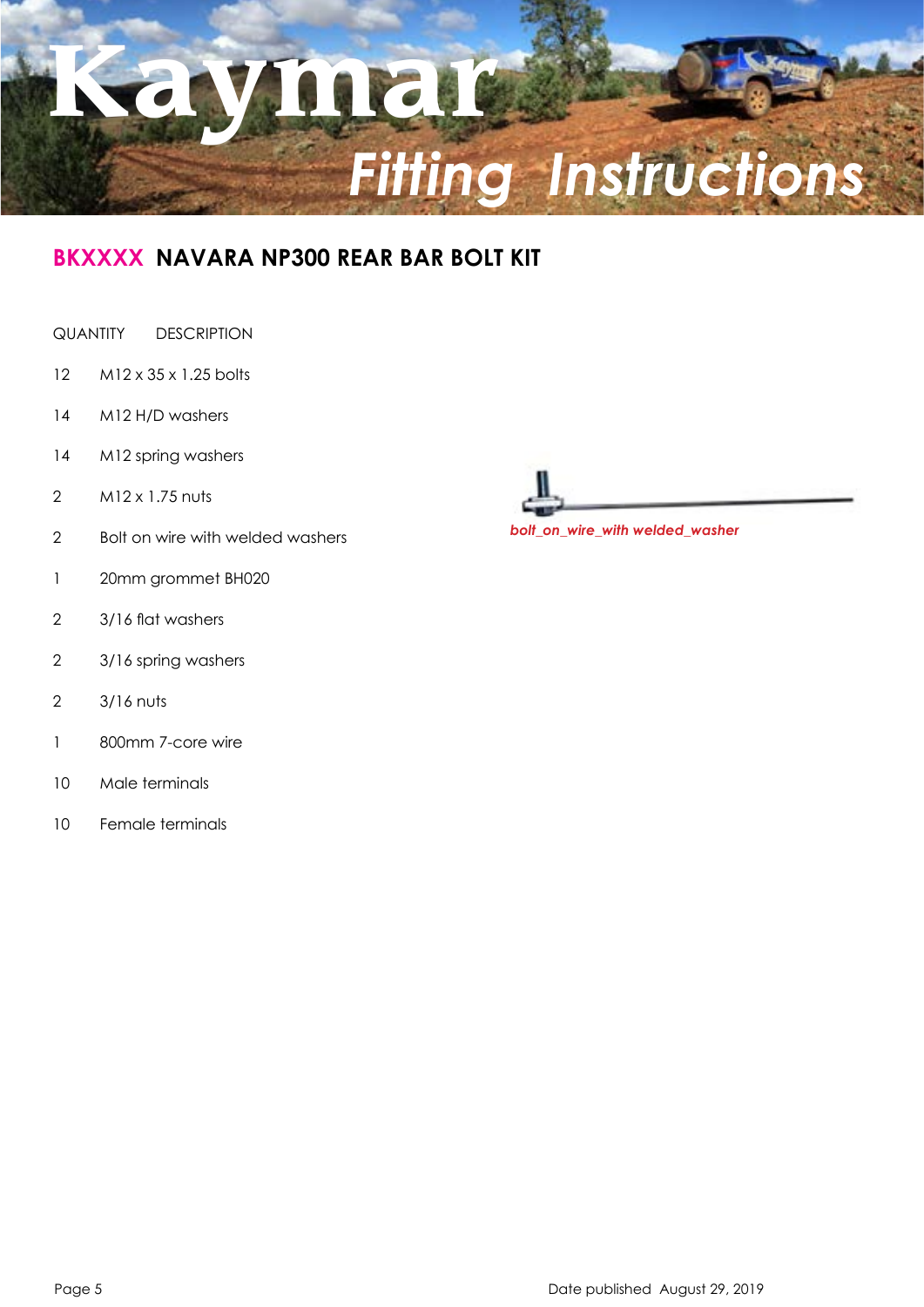# Kaymar Fitting Instructions

## BKXXXX NAVARA NP300 REAR BAR BOLT KIT

| QUANTITY | DESCRIPTION |
|---|---|
| 12 | M12 x 35 x 1.25 bolts |
| 14 | M12 H/D washers |
| 14 | M12 spring washers |
| 2 | M12 x 1.75 nuts |
| 2 | Bolt on wire with welded washers |
| 1 | 20mm grommet BH020 |
| 2 | 3/16 flat washers |
| 2 | 3/16 spring washers |
| 2 | 3/16 nuts |
| 1 | 800mm 7-core wire |
| 10 | Male terminals |
| 10 | Female terminals |

*bolt_on_wire_with welded_washer*

Date published August 29, 2019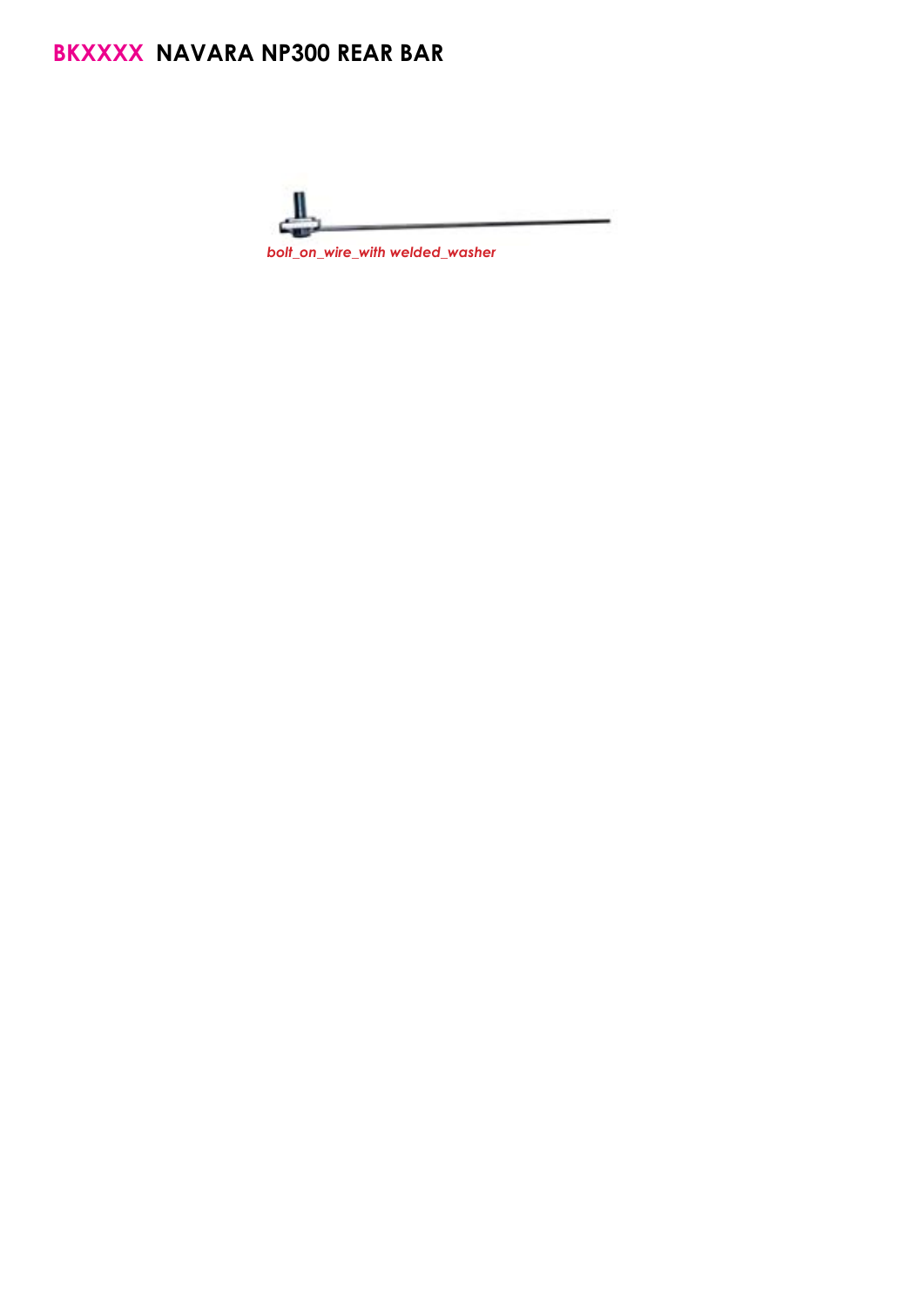# BKXXXX NAVARA NP300 REAR BAR

*bolt_on_wire_with welded_washer*